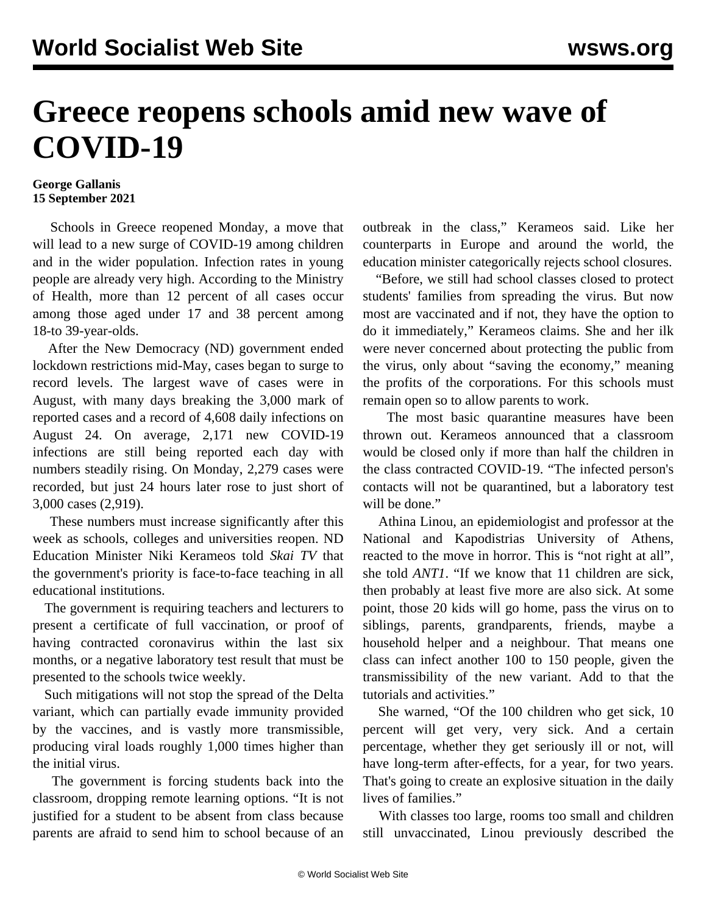# Greece reopens schools amid new wave of COVID-19

**George Gallanis**
**15 September 2021**

Schools in Greece reopened Monday, a move that will lead to a new surge of COVID-19 among children and in the wider population. Infection rates in young people are already very high. According to the Ministry of Health, more than 12 percent of all cases occur among those aged under 17 and 38 percent among 18-to 39-year-olds.

After the New Democracy (ND) government ended lockdown restrictions mid-May, cases began to surge to record levels. The largest wave of cases were in August, with many days breaking the 3,000 mark of reported cases and a record of 4,608 daily infections on August 24. On average, 2,171 new COVID-19 infections are still being reported each day with numbers steadily rising. On Monday, 2,279 cases were recorded, but just 24 hours later rose to just short of 3,000 cases (2,919).

These numbers must increase significantly after this week as schools, colleges and universities reopen. ND Education Minister Niki Kerameos told *Skai TV* that the government's priority is face-to-face teaching in all educational institutions.

The government is requiring teachers and lecturers to present a certificate of full vaccination, or proof of having contracted coronavirus within the last six months, or a negative laboratory test result that must be presented to the schools twice weekly.

Such mitigations will not stop the spread of the Delta variant, which can partially evade immunity provided by the vaccines, and is vastly more transmissible, producing viral loads roughly 1,000 times higher than the initial virus.

The government is forcing students back into the classroom, dropping remote learning options. "It is not justified for a student to be absent from class because parents are afraid to send him to school because of an outbreak in the class," Kerameos said. Like her counterparts in Europe and around the world, the education minister categorically rejects school closures.

"Before, we still had school classes closed to protect students' families from spreading the virus. But now most are vaccinated and if not, they have the option to do it immediately," Kerameos claims. She and her ilk were never concerned about protecting the public from the virus, only about "saving the economy," meaning the profits of the corporations. For this schools must remain open so to allow parents to work.

The most basic quarantine measures have been thrown out. Kerameos announced that a classroom would be closed only if more than half the children in the class contracted COVID-19. "The infected person's contacts will not be quarantined, but a laboratory test will be done."

Athina Linou, an epidemiologist and professor at the National and Kapodistrias University of Athens, reacted to the move in horror. This is "not right at all", she told *ANT1*. "If we know that 11 children are sick, then probably at least five more are also sick. At some point, those 20 kids will go home, pass the virus on to siblings, parents, grandparents, friends, maybe a household helper and a neighbour. That means one class can infect another 100 to 150 people, given the transmissibility of the new variant. Add to that the tutorials and activities."

She warned, "Of the 100 children who get sick, 10 percent will get very, very sick. And a certain percentage, whether they get seriously ill or not, will have long-term after-effects, for a year, for two years. That's going to create an explosive situation in the daily lives of families."

With classes too large, rooms too small and children still unvaccinated, Linou previously described the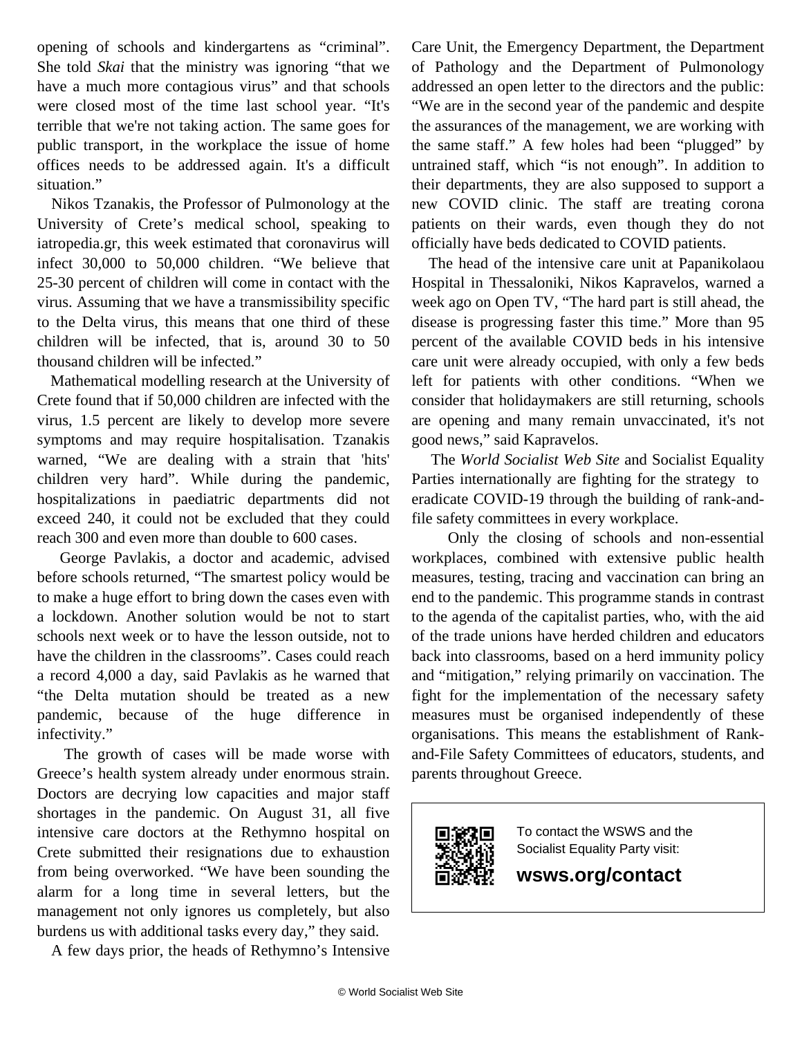opening of schools and kindergartens as "criminal". She told *Skai* that the ministry was ignoring "that we have a much more contagious virus" and that schools were closed most of the time last school year. "It's terrible that we're not taking action. The same goes for public transport, in the workplace the issue of home offices needs to be addressed again. It's a difficult situation."

Nikos Tzanakis, the Professor of Pulmonology at the University of Crete's medical school, speaking to iatropedia.gr, this week estimated that coronavirus will infect 30,000 to 50,000 children. "We believe that 25-30 percent of children will come in contact with the virus. Assuming that we have a transmissibility specific to the Delta virus, this means that one third of these children will be infected, that is, around 30 to 50 thousand children will be infected."

Mathematical modelling research at the University of Crete found that if 50,000 children are infected with the virus, 1.5 percent are likely to develop more severe symptoms and may require hospitalisation. Tzanakis warned, "We are dealing with a strain that 'hits' children very hard". While during the pandemic, hospitalizations in paediatric departments did not exceed 240, it could not be excluded that they could reach 300 and even more than double to 600 cases.

George Pavlakis, a doctor and academic, advised before schools returned, "The smartest policy would be to make a huge effort to bring down the cases even with a lockdown. Another solution would be not to start schools next week or to have the lesson outside, not to have the children in the classrooms". Cases could reach a record 4,000 a day, said Pavlakis as he warned that "the Delta mutation should be treated as a new pandemic, because of the huge difference in infectivity."

The growth of cases will be made worse with Greece's health system already under enormous strain. Doctors are decrying low capacities and major staff shortages in the pandemic. On August 31, all five intensive care doctors at the Rethymno hospital on Crete submitted their resignations due to exhaustion from being overworked. "We have been sounding the alarm for a long time in several letters, but the management not only ignores us completely, but also burdens us with additional tasks every day," they said.

A few days prior, the heads of Rethymno's Intensive Care Unit, the Emergency Department, the Department of Pathology and the Department of Pulmonology addressed an open letter to the directors and the public: "We are in the second year of the pandemic and despite the assurances of the management, we are working with the same staff." A few holes had been "plugged" by untrained staff, which "is not enough". In addition to their departments, they are also supposed to support a new COVID clinic. The staff are treating corona patients on their wards, even though they do not officially have beds dedicated to COVID patients.

The head of the intensive care unit at Papanikolaou Hospital in Thessaloniki, Nikos Kapravelos, warned a week ago on Open TV, "The hard part is still ahead, the disease is progressing faster this time." More than 95 percent of the available COVID beds in his intensive care unit were already occupied, with only a few beds left for patients with other conditions. "When we consider that holidaymakers are still returning, schools are opening and many remain unvaccinated, it's not good news," said Kapravelos.

The *World Socialist Web Site* and Socialist Equality Parties internationally are fighting for the strategy to eradicate COVID-19 through the building of rank-and-file safety committees in every workplace.

Only the closing of schools and non-essential workplaces, combined with extensive public health measures, testing, tracing and vaccination can bring an end to the pandemic. This programme stands in contrast to the agenda of the capitalist parties, who, with the aid of the trade unions have herded children and educators back into classrooms, based on a herd immunity policy and "mitigation," relying primarily on vaccination. The fight for the implementation of the necessary safety measures must be organised independently of these organisations. This means the establishment of Rank-and-File Safety Committees of educators, students, and parents throughout Greece.

To contact the WSWS and the Socialist Equality Party visit:

**wsws.org/contact**